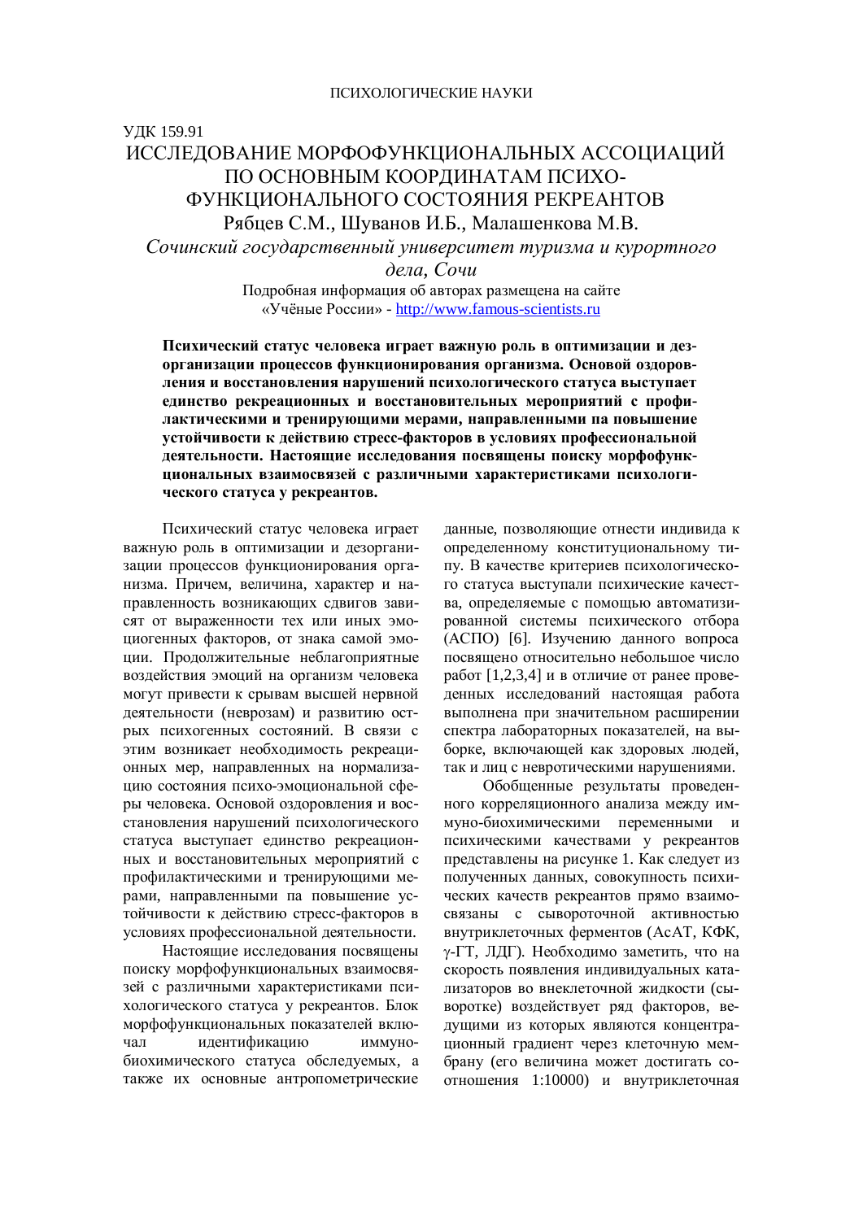ПСИХОЛОГИЧЕСКИЕ НАУКИ

УДК 159.91

# ИССЛЕДОВАНИЕ МОРФОФУНКЦИОНАЛЬНЫХ АССОЦИАЦИЙ ПО ОСНОВНЫМ КООРДИНАТАМ ПСИХО-ФУНКЦИОНАЛЬНОГО СОСТОЯНИЯ РЕКРЕАНТОВ

Рябцев С.М., Шуванов И.Б., Малашенкова М.В.

*Сочинский государственный университет туризма и курортного дела, Сочи*

Подробная информация об авторах размещена на сайте «Учёные России» - http://www.famous-scientists.ru

**Психический статус человека играет важную роль в оптимизации и дезорганизации процессов функционирования организма. Основой оздоровления и восстановления нарушений психологического статуса выступает единство рекреационных и восстановительных мероприятий с профилактическими и тренирующими мерами, направленными па повышение устойчивости к действию стресс-факторов в условиях профессиональной деятельности. Настоящие исследования посвящены поиску морфофункциональных взаимосвязей с различными характеристиками психологического статуса у рекреантов.**

Психический статус человека играет важную роль в оптимизации и дезорганизации процессов функционирования организма. Причем, величина, характер и направленность возникающих сдвигов зависят от выраженности тех или иных эмоциогенных факторов, от знака самой эмоции. Продолжительные неблагоприятные воздействия эмоций на организм человека могут привести к срывам высшей нервной деятельности (неврозам) и развитию острых психогенных состояний. В связи с этим возникает необходимость рекреационных мер, направленных на нормализацию состояния психо-эмоциональной сферы человека. Основой оздоровления и восстановления нарушений психологического статуса выступает единство рекреационных и восстановительных мероприятий с профилактическими и тренирующими мерами, направленными па повышение устойчивости к действию стресс-факторов в условиях профессиональной деятельности.

Настоящие исследования посвящены поиску морфофункциональных взаимосвязей с различными характеристиками психологического статуса у рекреантов. Блок морфофункциональных показателей включал идентификацию иммуно-биохимического статуса обследуемых, а также их основные антропометрические данные, позволяющие отнести индивида к определенному конституциональному типу. В качестве критериев психологического статуса выступали психические качества, определяемые с помощью автоматизированной системы психического отбора (АСПО) [6]. Изучению данного вопроса посвящено относительно небольшое число работ [1,2,3,4] и в отличие от ранее проведенных исследований настоящая работа выполнена при значительном расширении спектра лабораторных показателей, на выборке, включающей как здоровых людей, так и лиц с невротическими нарушениями.

Обобщенные результаты проведенного корреляционного анализа между иммуно-биохимическими переменными и психическими качествами у рекреантов представлены на рисунке 1. Как следует из полученных данных, совокупность психических качеств рекреантов прямо взаимосвязаны с сывороточной активностью внутриклеточных ферментов (АсАТ, КФК, γ-ГТ, ЛДГ). Необходимо заметить, что на скорость появления индивидуальных катализаторов во внеклеточной жидкости (сыворотке) воздействует ряд факторов, ведущими из которых являются концентрационный градиент через клеточную мембрану (его величина может достигать соотношения 1:10000) и внутриклеточная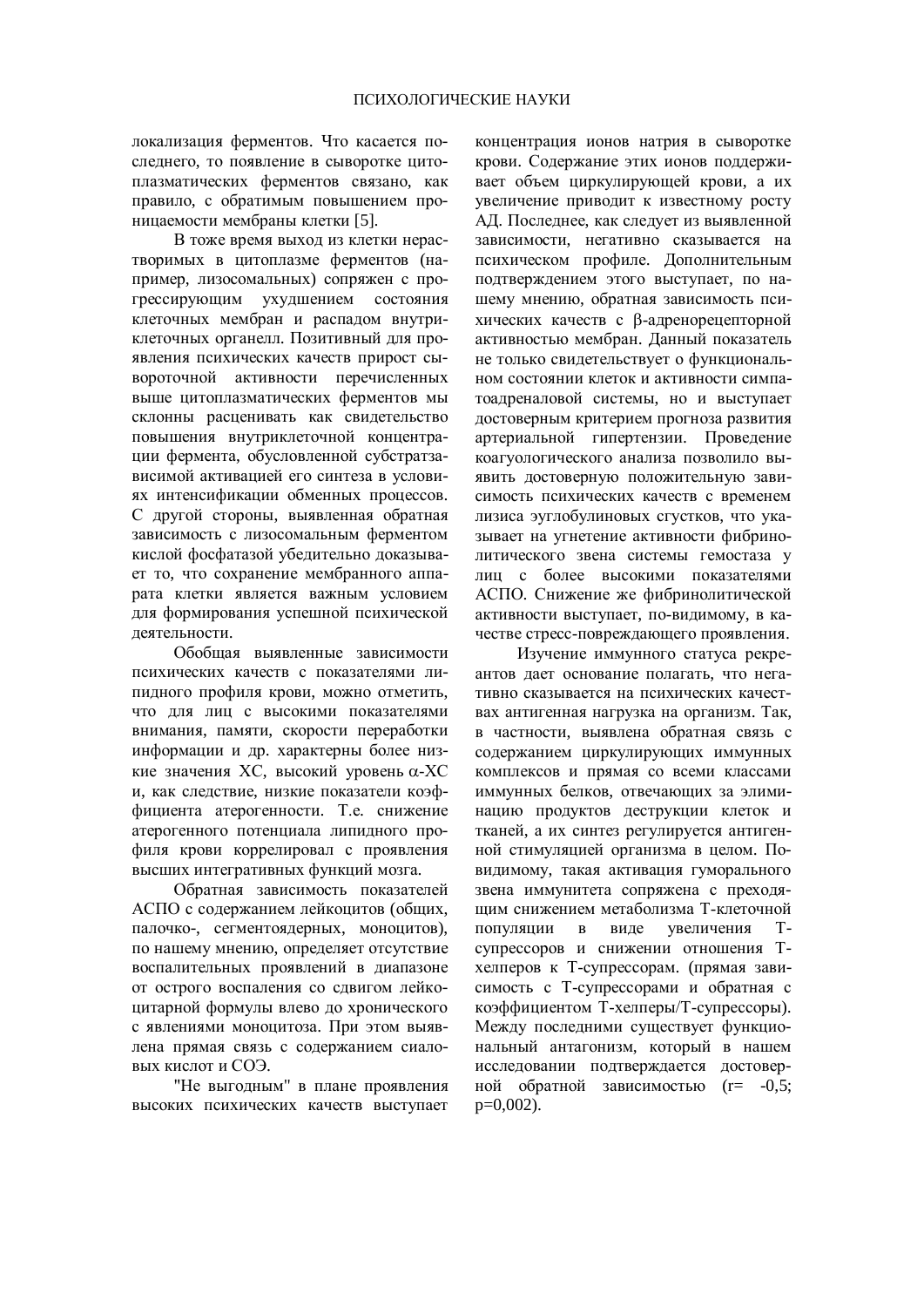локализация ферментов. Что касается последнего, то появление в сыворотке цитоплазматических ферментов связано, как правило, с обратимым повышением проницаемости мембраны клетки [5].

В тоже время выход из клетки нерастворимых в цитоплазме ферментов (например, лизосомальных) сопряжен с прогрессирующим ухудшением состояния клеточных мембран и распадом внутриклеточных органелл. Позитивный для проявления психических качеств прирост сывороточной активности перечисленных выше цитоплазматических ферментов мы склонны расценивать как свидетельство повышения внутриклеточной концентрации фермента, обусловленной субстратзависимой активацией его синтеза в условиях интенсификации обменных процессов. С другой стороны, выявленная обратная зависимость с лизосомальным ферментом кислой фосфатазой убедительно доказывает то, что сохранение мембранного аппарата клетки является важным условием для формирования успешной психической деятельности.

Обобщая выявленные зависимости психических качеств с показателями липидного профиля крови, можно отметить, что для лиц с высокими показателями внимания, памяти, скорости переработки информации и др. характерны более низкие значения ХС, высокий уровень $\alpha$-ХС и, как следствие, низкие показатели коэффициента атерогенности. Т.е. снижение атерогенного потенциала липидного профиля крови коррелировал с проявления высших интегративных функций мозга.

Обратная зависимость показателей АСПО с содержанием лейкоцитов (общих, палочко-, сегментоядерных, моноцитов), по нашему мнению, определяет отсутствие воспалительных проявлений в диапазоне от острого воспаления со сдвигом лейкоцитарной формулы влево до хронического с явлениями моноцитоза. При этом выявлена прямая связь с содержанием сиаловых кислот и СОЭ.

"Не выгодным" в плане проявления высоких психических качеств выступает концентрация ионов натрия в сыворотке крови. Содержание этих ионов поддерживает объем циркулирующей крови, а их увеличение приводит к известному росту АД. Последнее, как следует из выявленной зависимости, негативно сказывается на психическом профиле. Дополнительным подтверждением этого выступает, по нашему мнению, обратная зависимость психических качеств с $\beta$-адренорецепторной активностью мембран. Данный показатель не только свидетельствует о функциональном состоянии клеток и активности симпатоадреналовой системы, но и выступает достоверным критерием прогноза развития артериальной гипертензии. Проведение коагулогического анализа позволило выявить достоверную положительную зависимость психических качеств с временем лизиса эуглобулиновых сгустков, что указывает на угнетение активности фибринолитического звена системы гемостаза у лиц с более высокими показателями АСПО. Снижение же фибринолитической активности выступает, по-видимому, в качестве стресс-повреждающего проявления.

Изучение иммунного статуса рекрeантов дает основание полагать, что негативно сказывается на психических качествах антигенная нагрузка на организм. Так, в частности, выявлена обратная связь с содержанием циркулирующих иммунных комплексов и прямая со всеми классами иммунных белков, отвечающих за элиминацию продуктов деструкции клеток и тканей, а их синтез регулируется антигенной стимуляцией организма в целом. По-видимому, такая активация гуморального звена иммунитета сопряжена с преходящим снижением метаболизма Т-клеточной популяции в виде увеличения Т-супрессоров и снижении отношения Т-хелперов к Т-супрессорам. (прямая зависимость с Т-супрессорами и обратная с коэффициентом Т-хелперы/Т-супрессоры). Между последними существует функциональный антагонизм, который в нашем исследовании подтверждается достоверной обратной зависимостью ($r = -0{,}5$; $p = 0{,}002$).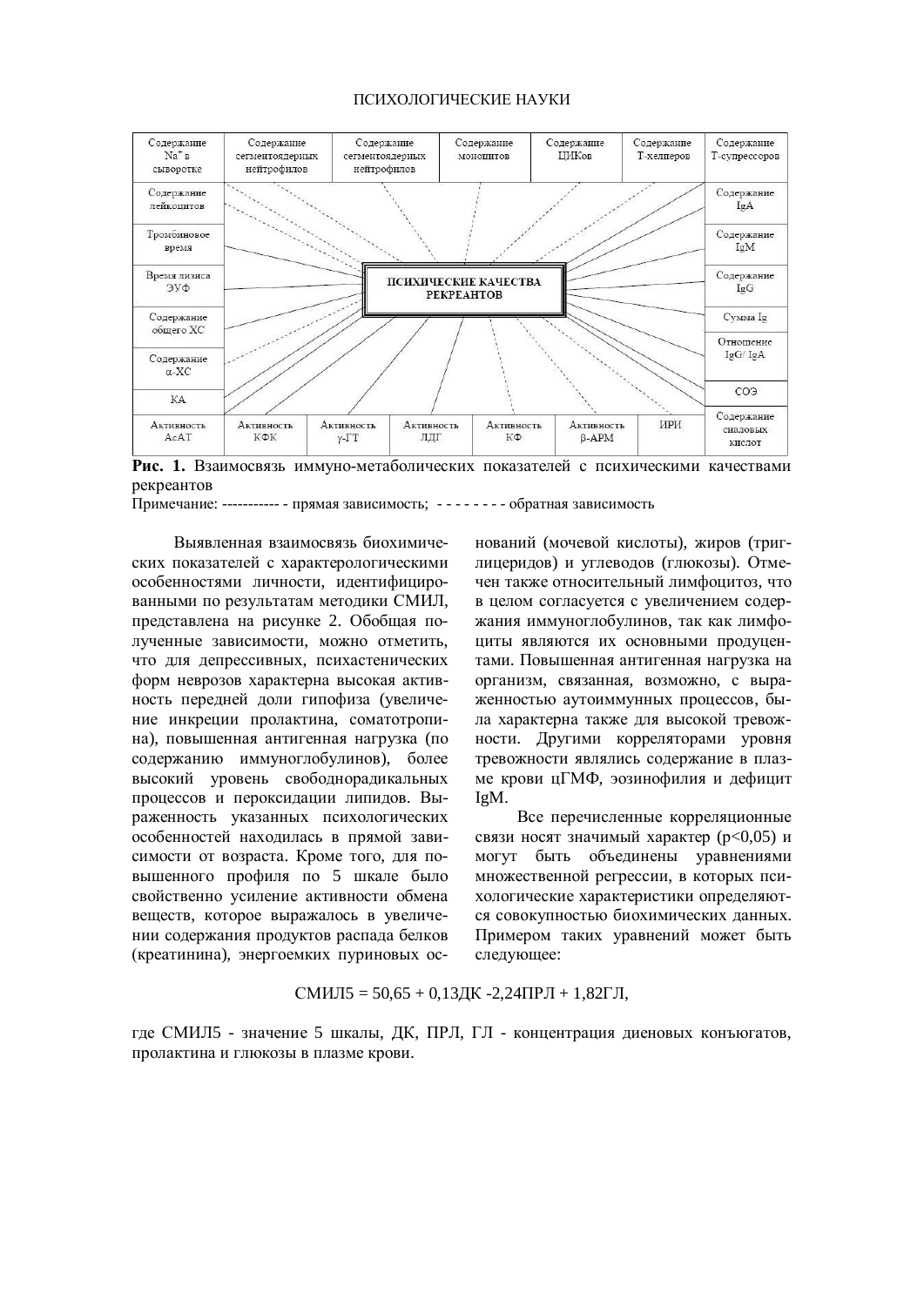| Содержание $Na^+$ в сыворотке | Содержание сегментоядерных нейтрофилов | Содержание сегментоядерных нейтрофилов | Содержание моноцитов | Содержание ЦИКов | Содержание Т-хелперов | Содержание Т-супрессоров |
|---|---|---|---|---|---|---|
| Содержание лейкоцитов | | | | | | Содержание IgA |
| Тромбиновое время | | | | | | Содержание IgM |
| Время лизиса ЭУФ | | | **ПСИХИЧЕСКИЕ КАЧЕСТВА РЕКРЕАНТОВ** | | | Содержание IgG |
| Содержание общего ХС | | | | | | Сумма Ig |
| Содержание α-ХС | | | | | | Отношение IgG/ IgA |
| КА | | | | | | СОЭ |
| Активность АсАТ | Активность КФК | Активность γ-ГТ | Активность ЛДГ | Активность КФ | Активность β-АРМ | ИРИ | Содержание сиаловых кислот |

**Рис. 1.** Взаимосвязь иммуно-метаболических показателей с психическими качествами рекреантов

Примечание: ----------- - прямая зависимость; - - - - - - - - обратная зависимость

Выявленная взаимосвязь биохимических показателей с характерологическими особенностями личности, идентифицированными по результатам методики СМИЛ, представлена на рисунке 2. Обобщая полученные зависимости, можно отметить, что для депрессивных, психастенических форм неврозов характерна высокая активность передней доли гипофиза (увеличение инкреции пролактина, соматотропина), повышенная антигенная нагрузка (по содержанию иммуноглобулинов), более высокий уровень свободнорадикальных процессов и пероксидации липидов. Выраженность указанных психологических особенностей находилась в прямой зависимости от возраста. Кроме того, для повышенного профиля по 5 шкале было свойственно усиление активности обмена веществ, которое выражалось в увеличении содержания продуктов распада белков (креатинина), энергоемких пуриновых оснований (мочевой кислоты), жиров (триглицеридов) и углеводов (глюкозы). Отмечен также относительный лимфоцитоз, что в целом согласуется с увеличением содержания иммуноглобулинов, так как лимфоциты являются их основными продуцентами. Повышенная антигенная нагрузка на организм, связанная, возможно, с выраженностью аутоиммунных процессов, была характерна также для высокой тревожности. Другими корреляторами уровня тревожности являлись содержание в плазме крови цГМФ, эозинофилия и дефицит IgM.

Все перечисленные корреляционные связи носят значимый характер ($p<0{,}05$) и могут быть объединены уравнениями множественной регрессии, в которых психологические характеристики определяются совокупностью биохимических данных. Примером таких уравнений может быть следующее:

$$СМИЛ5 = 50{,}65 + 0{,}13ДК - 2{,}24ПРЛ + 1{,}82ГЛ,$$

где СМИЛ5 - значение 5 шкалы, ДК, ПРЛ, ГЛ - концентрация диеновых конъюгатов, пролактина и глюкозы в плазме крови.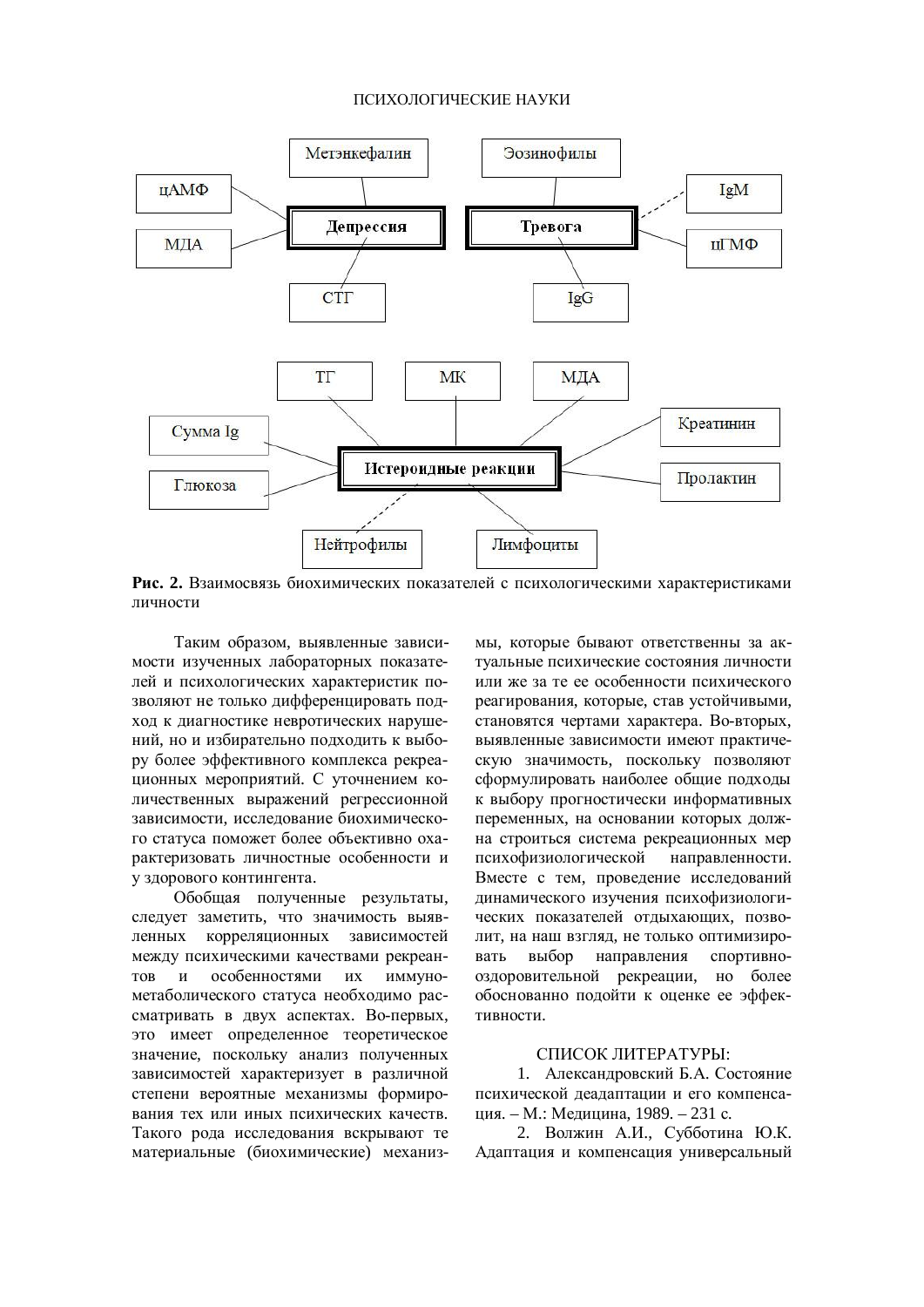**Рис. 2.** Взаимосвязь биохимических показателей с психологическими характеристиками личности

Таким образом, выявленные зависимости изученных лабораторных показателей и психологических характеристик позволяют не только дифференцировать подход к диагностике невротических нарушений, но и избирательно подходить к выбору более эффективного комплекса рекреационных мероприятий. С уточнением количественных выражений регрессионной зависимости, исследование биохимического статуса поможет более объективно охарактеризовать личностные особенности и у здорового контингента.

Обобщая полученные результаты, следует заметить, что значимость выявленных корреляционных зависимостей между психическими качествами рекреантов и особенностями их иммунометаболического статуса необходимо рассматривать в двух аспектах. Во-первых, это имеет определенное теоретическое значение, поскольку анализ полученных зависимостей характеризует в различной степени вероятные механизмы формирования тех или иных психических качеств. Такого рода исследования вскрывают те материальные (биохимические) механизмы, которые бывают ответственны за актуальные психические состояния личности или же за те ее особенности психического реагирования, которые, став устойчивыми, становятся чертами характера. Во-вторых, выявленные зависимости имеют практическую значимость, поскольку позволяют сформулировать наиболее общие подходы к выбору прогностически информативных переменных, на основании которых должна строиться система рекреационных мер психофизиологической направленности. Вместе с тем, проведение исследований динамического изучения психофизиологических показателей отдыхающих, позволит, на наш взгляд, не только оптимизировать выбор направления спортивно-оздоровительной рекреации, но более обоснованно подойти к оценке ее эффективности.

СПИСОК ЛИТЕРАТУРЫ:

1. Александровский Б.А. Состояние психической деадаптации и его компенсация. – М.: Медицина, 1989. – 231 с.
2. Волжин А.И., Субботина Ю.К. Адаптация и компенсация универсальный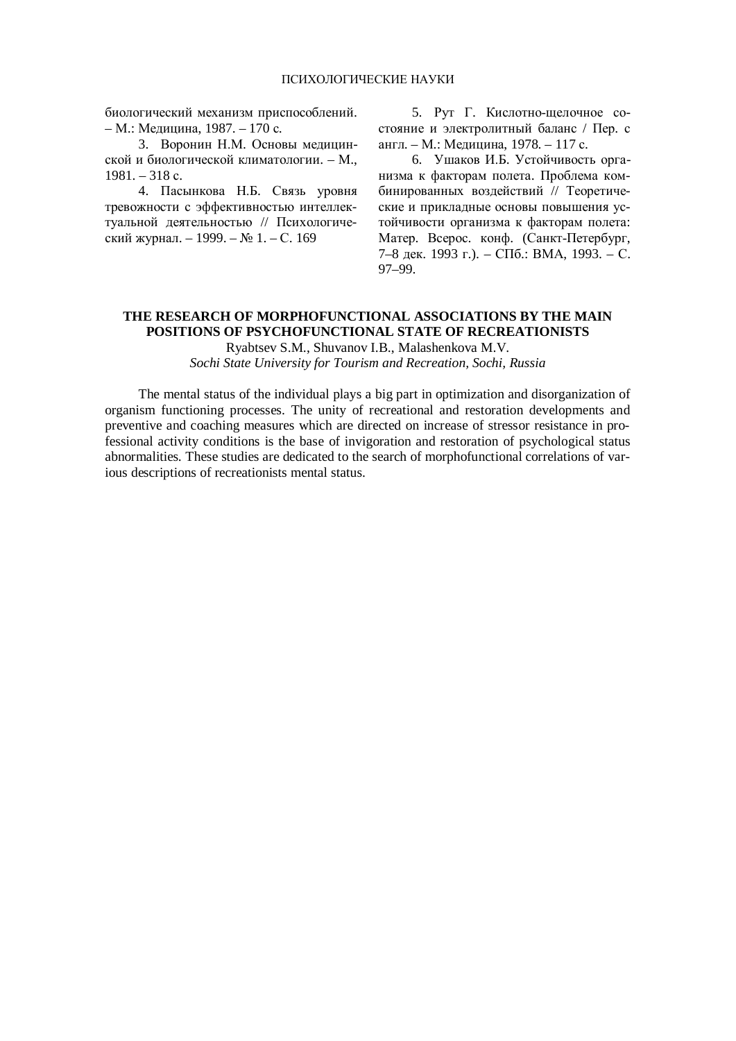биологический механизм приспособлений. – М.: Медицина, 1987. – 170 с.

3. Воронин Н.М. Основы медицинской и биологической климатологии. – М., 1981. – 318 с.

4. Пасынкова Н.Б. Связь уровня тревожности с эффективностью интеллектуальной деятельностью // Психологический журнал. – 1999. – № 1. – С. 169

5. Рут Г. Кислотно-щелочное состояние и электролитный баланс / Пер. с англ. – М.: Медицина, 1978. – 117 с.

6. Ушаков И.Б. Устойчивость организма к факторам полета. Проблема комбинированных воздействий // Теоретические и прикладные основы повышения устойчивости организма к факторам полета: Матер. Всерос. конф. (Санкт-Петербург, 7–8 дек. 1993 г.). – СПб.: ВМА, 1993. – С. 97–99.

## THE RESEARCH OF MORPHOFUNCTIONAL ASSOCIATIONS BY THE MAIN POSITIONS OF PSYCHOFUNCTIONAL STATE OF RECREATIONISTS

Ryabtsev S.M., Shuvanov I.B., Malashenkova M.V.

*Sochi State University for Tourism and Recreation, Sochi, Russia*

The mental status of the individual plays a big part in optimization and disorganization of organism functioning processes. The unity of recreational and restoration developments and preventive and coaching measures which are directed on increase of stressor resistance in professional activity conditions is the base of invigoration and restoration of psychological status abnormalities. These studies are dedicated to the search of morphofunctional correlations of various descriptions of recreationists mental status.